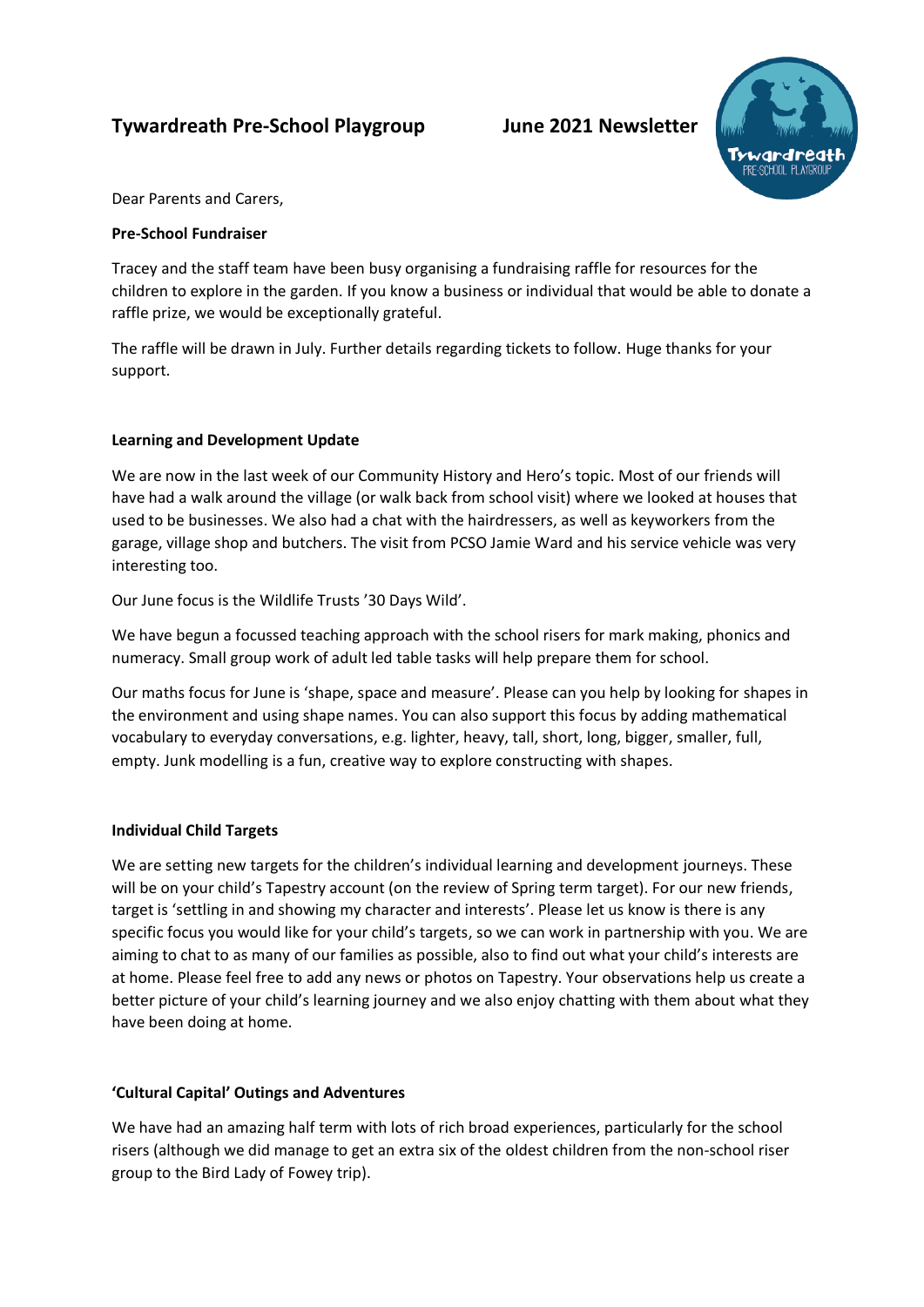# Tywardreath Pre-School Playgroup June 2021 Newsletter

Dear Parents and Carers,

**Pre-School Fundraiser**

Tracey and the staff team have been busy organising a fundraising raffle for resources for the children to explore in the garden. If you know a business or individual that would be able to donate a raffle prize, we would be exceptionally grateful.

The raffle will be drawn in July. Further details regarding tickets to follow. Huge thanks for your support.

**Learning and Development Update**

We are now in the last week of our Community History and Hero's topic. Most of our friends will have had a walk around the village (or walk back from school visit) where we looked at houses that used to be businesses. We also had a chat with the hairdressers, as well as keyworkers from the garage, village shop and butchers. The visit from PCSO Jamie Ward and his service vehicle was very interesting too.

Our June focus is the Wildlife Trusts '30 Days Wild'.

We have begun a focussed teaching approach with the school risers for mark making, phonics and numeracy. Small group work of adult led table tasks will help prepare them for school.

Our maths focus for June is 'shape, space and measure'. Please can you help by looking for shapes in the environment and using shape names. You can also support this focus by adding mathematical vocabulary to everyday conversations, e.g. lighter, heavy, tall, short, long, bigger, smaller, full, empty. Junk modelling is a fun, creative way to explore constructing with shapes.

**Individual Child Targets**

We are setting new targets for the children's individual learning and development journeys. These will be on your child's Tapestry account (on the review of Spring term target). For our new friends, target is 'settling in and showing my character and interests'. Please let us know is there is any specific focus you would like for your child's targets, so we can work in partnership with you. We are aiming to chat to as many of our families as possible, also to find out what your child's interests are at home. Please feel free to add any news or photos on Tapestry. Your observations help us create a better picture of your child's learning journey and we also enjoy chatting with them about what they have been doing at home.

**'Cultural Capital' Outings and Adventures**

We have had an amazing half term with lots of rich broad experiences, particularly for the school risers (although we did manage to get an extra six of the oldest children from the non-school riser group to the Bird Lady of Fowey trip).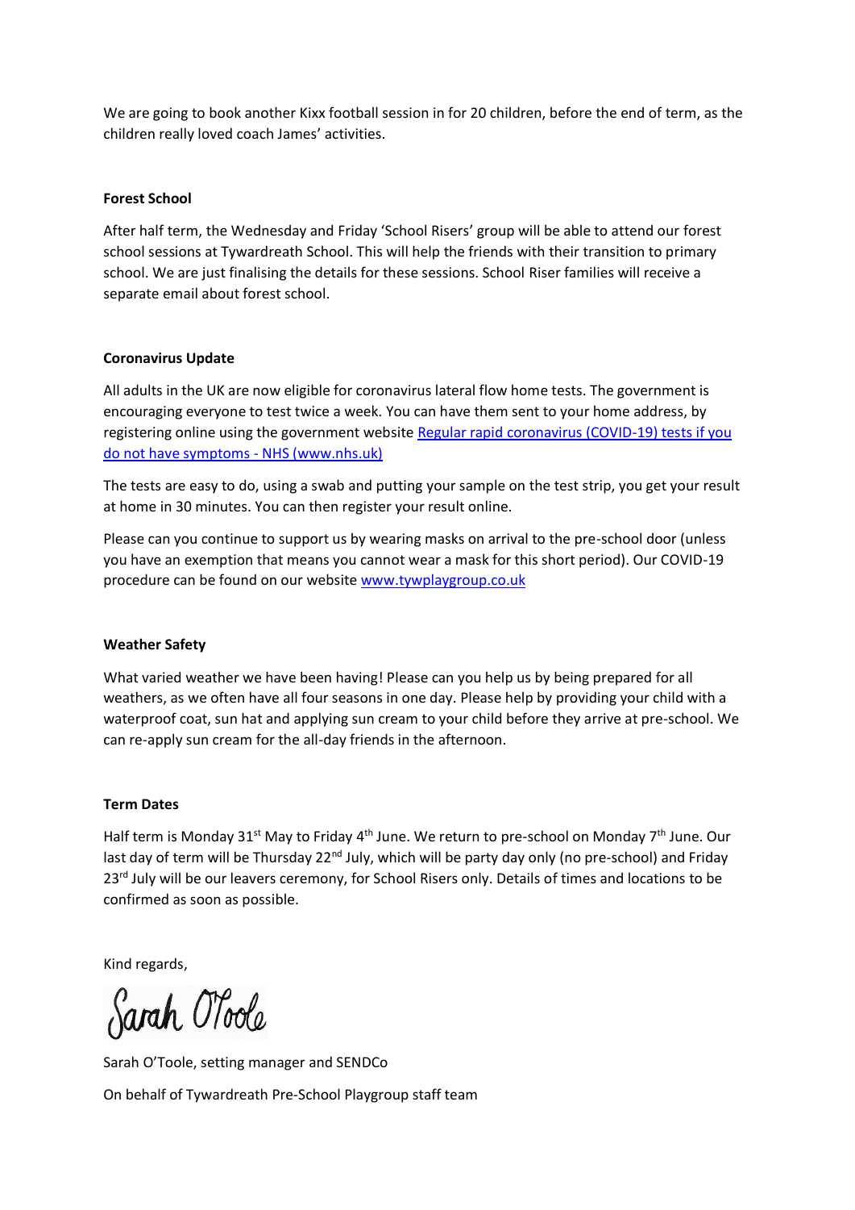We are going to book another Kixx football session in for 20 children, before the end of term, as the children really loved coach James' activities.

**Forest School**

After half term, the Wednesday and Friday 'School Risers' group will be able to attend our forest school sessions at Tywardreath School. This will help the friends with their transition to primary school. We are just finalising the details for these sessions. School Riser families will receive a separate email about forest school.

**Coronavirus Update**

All adults in the UK are now eligible for coronavirus lateral flow home tests. The government is encouraging everyone to test twice a week. You can have them sent to your home address, by registering online using the government website [Regular rapid coronavirus (COVID-19) tests if you do not have symptoms - NHS (www.nhs.uk)](www.nhs.uk)

The tests are easy to do, using a swab and putting your sample on the test strip, you get your result at home in 30 minutes. You can then register your result online.

Please can you continue to support us by wearing masks on arrival to the pre-school door (unless you have an exemption that means you cannot wear a mask for this short period). Our COVID-19 procedure can be found on our website [www.tywplaygroup.co.uk](www.tywplaygroup.co.uk)

**Weather Safety**

What varied weather we have been having! Please can you help us by being prepared for all weathers, as we often have all four seasons in one day. Please help by providing your child with a waterproof coat, sun hat and applying sun cream to your child before they arrive at pre-school. We can re-apply sun cream for the all-day friends in the afternoon.

**Term Dates**

Half term is Monday 31st May to Friday 4th June. We return to pre-school on Monday 7th June. Our last day of term will be Thursday 22nd July, which will be party day only (no pre-school) and Friday 23rd July will be our leavers ceremony, for School Risers only. Details of times and locations to be confirmed as soon as possible.

Kind regards,

Sarah O'Toole

Sarah O'Toole, setting manager and SENDCo

On behalf of Tywardreath Pre-School Playgroup staff team